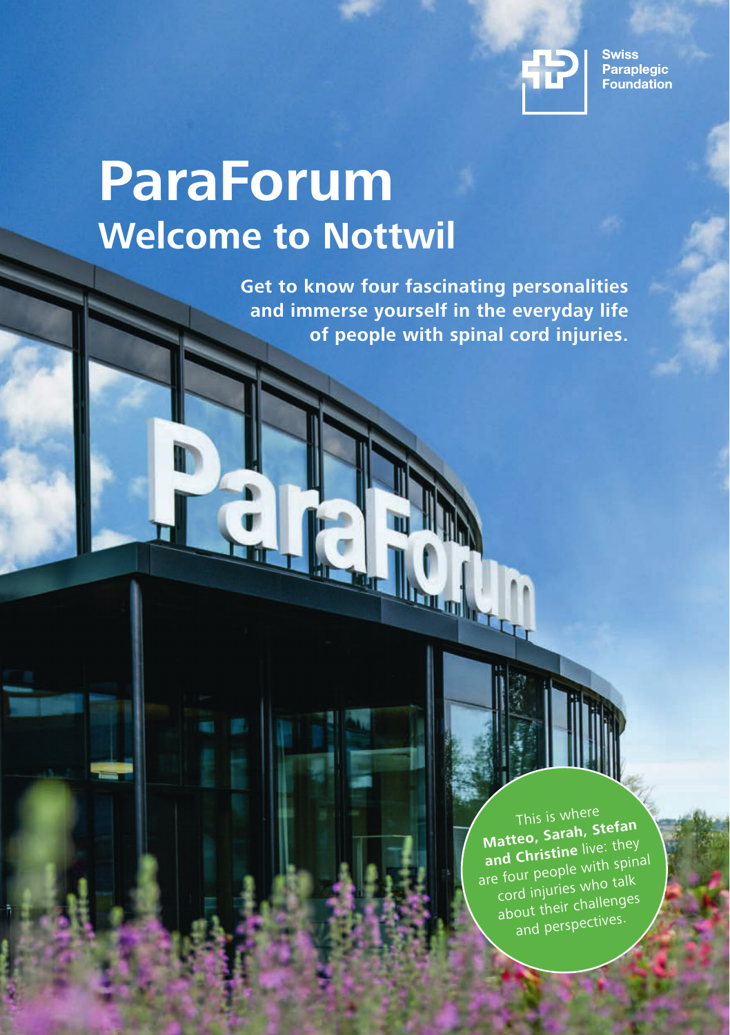Swiss Paraplegic Foundation

# ParaForum

## Welcome to Nottwil

**Get to know four fascinating personalities and immerse yourself in the everyday life of people with spinal cord injuries.**

This is where **Matteo, Sarah, Stefan and Christine** live: they are four people with spinal cord injuries who talk about their challenges and perspectives.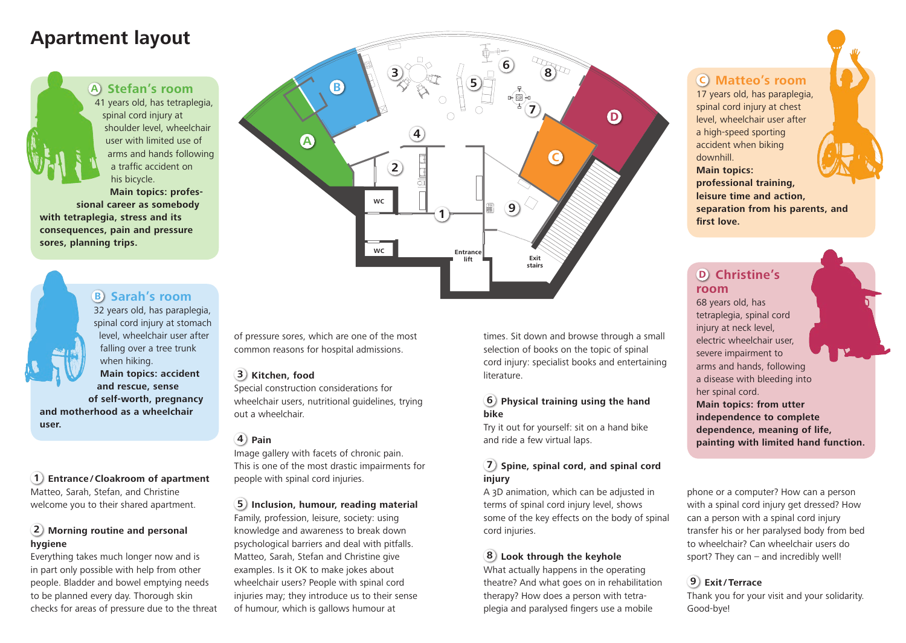# Apartment layout

### A Stefan's room

41 years old, has tetraplegia, spinal cord injury at shoulder level, wheelchair user with limited use of arms and hands following a traffic accident on his bicycle.

**Main topics: professional career as somebody with tetraplegia, stress and its consequences, pain and pressure sores, planning trips.**

### B Sarah's room

32 years old, has paraplegia, spinal cord injury at stomach level, wheelchair user after falling over a tree trunk when hiking.

**Main topics: accident and rescue, sense of self-worth, pregnancy and motherhood as a wheelchair user.**

### C Matteo's room

17 years old, has paraplegia, spinal cord injury at chest level, wheelchair user after a high-speed sporting accident when biking downhill.

**Main topics: professional training, leisure time and action, separation from his parents, and first love.**

### D Christine's room

68 years old, has tetraplegia, spinal cord injury at neck level, electric wheelchair user, severe impairment to arms and hands, following a disease with bleeding into her spinal cord.

**Main topics: from utter independence to complete dependence, meaning of life, painting with limited hand function.**

### 1 Entrance / Cloakroom of apartment

Matteo, Sarah, Stefan, and Christine welcome you to their shared apartment.

### 2 Morning routine and personal hygiene

Everything takes much longer now and is in part only possible with help from other people. Bladder and bowel emptying needs to be planned every day. Thorough skin checks for areas of pressure due to the threat of pressure sores, which are one of the most common reasons for hospital admissions.

### 3 Kitchen, food

Special construction considerations for wheelchair users, nutritional guidelines, trying out a wheelchair.

### 4 Pain

Image gallery with facets of chronic pain. This is one of the most drastic impairments for people with spinal cord injuries.

### 5 Inclusion, humour, reading material

Family, profession, leisure, society: using knowledge and awareness to break down psychological barriers and deal with pitfalls. Matteo, Sarah, Stefan and Christine give examples. Is it OK to make jokes about wheelchair users? People with spinal cord injuries may; they introduce us to their sense of humour, which is gallows humour at times. Sit down and browse through a small selection of books on the topic of spinal cord injury: specialist books and entertaining literature.

### 6 Physical training using the hand bike

Try it out for yourself: sit on a hand bike and ride a few virtual laps.

### 7 Spine, spinal cord, and spinal cord injury

A 3D animation, which can be adjusted in terms of spinal cord injury level, shows some of the key effects on the body of spinal cord injuries.

### 8 Look through the keyhole

What actually happens in the operating theatre? And what goes on in rehabilitation therapy? How does a person with tetraplegia and paralysed fingers use a mobile phone or a computer? How can a person with a spinal cord injury get dressed? How can a person with a spinal cord injury transfer his or her paralysed body from bed to wheelchair? Can wheelchair users do sport? They can – and incredibly well!

### 9 Exit / Terrace

Thank you for your visit and your solidarity. Good-bye!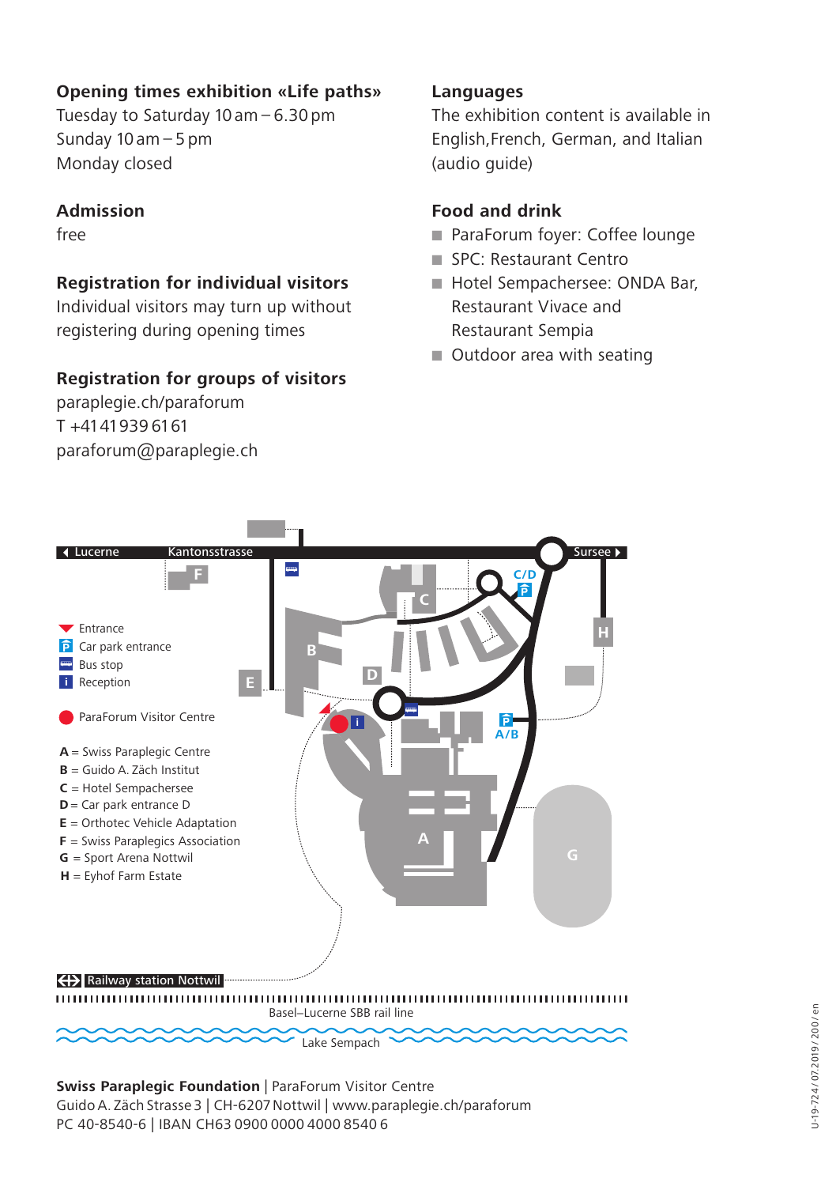## Opening times exhibition «Life paths»

Tuesday to Saturday 10 am – 6.30 pm
Sunday 10 am – 5 pm
Monday closed

## Admission

free

## Registration for individual visitors

Individual visitors may turn up without registering during opening times

## Registration for groups of visitors

paraplegie.ch/paraforum
T +41 41 939 61 61
paraforum@paraplegie.ch

## Languages

The exhibition content is available in English, French, German, and Italian (audio guide)

## Food and drink

- ParaForum foyer: Coffee lounge
- SPC: Restaurant Centro
- Hotel Sempachersee: ONDA Bar, Restaurant Vivace and Restaurant Sempia
- Outdoor area with seating

Lucerne
Kantonsstrasse
Sursee

Entrance
Car park entrance
Bus stop
Reception

ParaForum Visitor Centre

A = Swiss Paraplegic Centre
B = Guido A. Zäch Institut
C = Hotel Sempachersee
D = Car park entrance D
E = Orthotec Vehicle Adaptation
F = Swiss Paraplegics Association
G = Sport Arena Nottwil
H = Eyhof Farm Estate

C/D
A/B

Railway station Nottwil
Basel–Lucerne SBB rail line
Lake Sempach

**Swiss Paraplegic Foundation** | ParaForum Visitor Centre
Guido A. Zäch Strasse 3 | CH-6207 Nottwil | www.paraplegie.ch/paraforum
PC 40-8540-6 | IBAN CH63 0900 0000 4000 8540 6

U-19-724 / 07.2019 / 200 / en